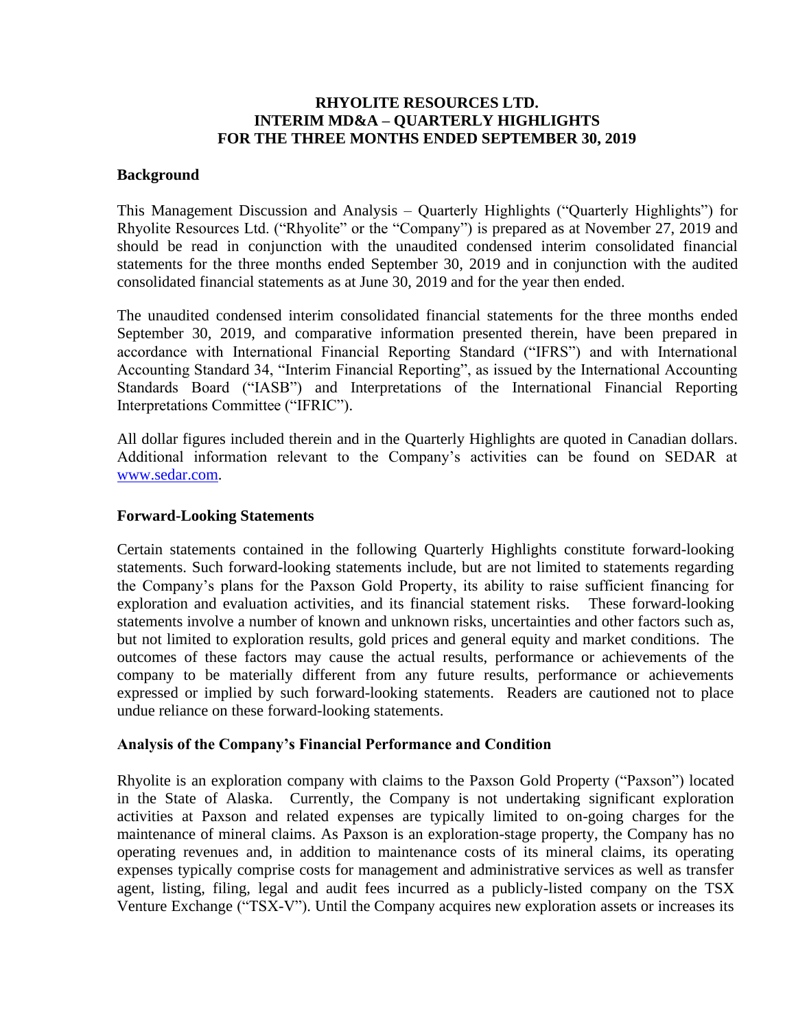# RHYOLITE RESOURCES LTD.
# INTERIM MD&A – QUARTERLY HIGHLIGHTS
# FOR THE THREE MONTHS ENDED SEPTEMBER 30, 2019

## Background

This Management Discussion and Analysis – Quarterly Highlights ("Quarterly Highlights") for Rhyolite Resources Ltd. ("Rhyolite" or the "Company") is prepared as at November 27, 2019 and should be read in conjunction with the unaudited condensed interim consolidated financial statements for the three months ended September 30, 2019 and in conjunction with the audited consolidated financial statements as at June 30, 2019 and for the year then ended.

The unaudited condensed interim consolidated financial statements for the three months ended September 30, 2019, and comparative information presented therein, have been prepared in accordance with International Financial Reporting Standard ("IFRS") and with International Accounting Standard 34, "Interim Financial Reporting", as issued by the International Accounting Standards Board ("IASB") and Interpretations of the International Financial Reporting Interpretations Committee ("IFRIC").

All dollar figures included therein and in the Quarterly Highlights are quoted in Canadian dollars. Additional information relevant to the Company's activities can be found on SEDAR at www.sedar.com.

## Forward-Looking Statements

Certain statements contained in the following Quarterly Highlights constitute forward-looking statements. Such forward-looking statements include, but are not limited to statements regarding the Company's plans for the Paxson Gold Property, its ability to raise sufficient financing for exploration and evaluation activities, and its financial statement risks. These forward-looking statements involve a number of known and unknown risks, uncertainties and other factors such as, but not limited to exploration results, gold prices and general equity and market conditions. The outcomes of these factors may cause the actual results, performance or achievements of the company to be materially different from any future results, performance or achievements expressed or implied by such forward-looking statements. Readers are cautioned not to place undue reliance on these forward-looking statements.

## Analysis of the Company's Financial Performance and Condition

Rhyolite is an exploration company with claims to the Paxson Gold Property ("Paxson") located in the State of Alaska. Currently, the Company is not undertaking significant exploration activities at Paxson and related expenses are typically limited to on-going charges for the maintenance of mineral claims. As Paxson is an exploration-stage property, the Company has no operating revenues and, in addition to maintenance costs of its mineral claims, its operating expenses typically comprise costs for management and administrative services as well as transfer agent, listing, filing, legal and audit fees incurred as a publicly-listed company on the TSX Venture Exchange ("TSX-V"). Until the Company acquires new exploration assets or increases its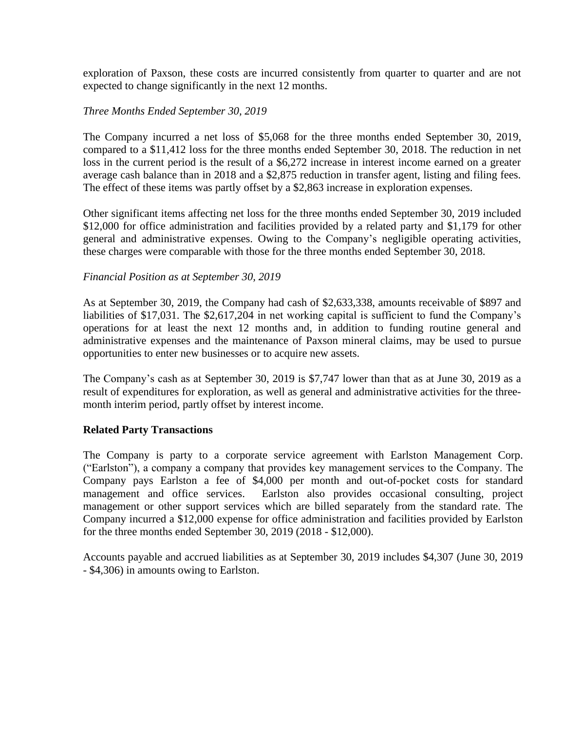exploration of Paxson, these costs are incurred consistently from quarter to quarter and are not expected to change significantly in the next 12 months.

*Three Months Ended September 30, 2019*

The Company incurred a net loss of $5,068 for the three months ended September 30, 2019, compared to a $11,412 loss for the three months ended September 30, 2018. The reduction in net loss in the current period is the result of a $6,272 increase in interest income earned on a greater average cash balance than in 2018 and a $2,875 reduction in transfer agent, listing and filing fees. The effect of these items was partly offset by a $2,863 increase in exploration expenses.

Other significant items affecting net loss for the three months ended September 30, 2019 included $12,000 for office administration and facilities provided by a related party and $1,179 for other general and administrative expenses. Owing to the Company's negligible operating activities, these charges were comparable with those for the three months ended September 30, 2018.

*Financial Position as at September 30, 2019*

As at September 30, 2019, the Company had cash of $2,633,338, amounts receivable of $897 and liabilities of $17,031. The $2,617,204 in net working capital is sufficient to fund the Company's operations for at least the next 12 months and, in addition to funding routine general and administrative expenses and the maintenance of Paxson mineral claims, may be used to pursue opportunities to enter new businesses or to acquire new assets.

The Company's cash as at September 30, 2019 is $7,747 lower than that as at June 30, 2019 as a result of expenditures for exploration, as well as general and administrative activities for the three-month interim period, partly offset by interest income.

**Related Party Transactions**

The Company is party to a corporate service agreement with Earlston Management Corp. ("Earlston"), a company a company that provides key management services to the Company. The Company pays Earlston a fee of $4,000 per month and out-of-pocket costs for standard management and office services. Earlston also provides occasional consulting, project management or other support services which are billed separately from the standard rate. The Company incurred a $12,000 expense for office administration and facilities provided by Earlston for the three months ended September 30, 2019 (2018 - $12,000).

Accounts payable and accrued liabilities as at September 30, 2019 includes $4,307 (June 30, 2019 - $4,306) in amounts owing to Earlston.